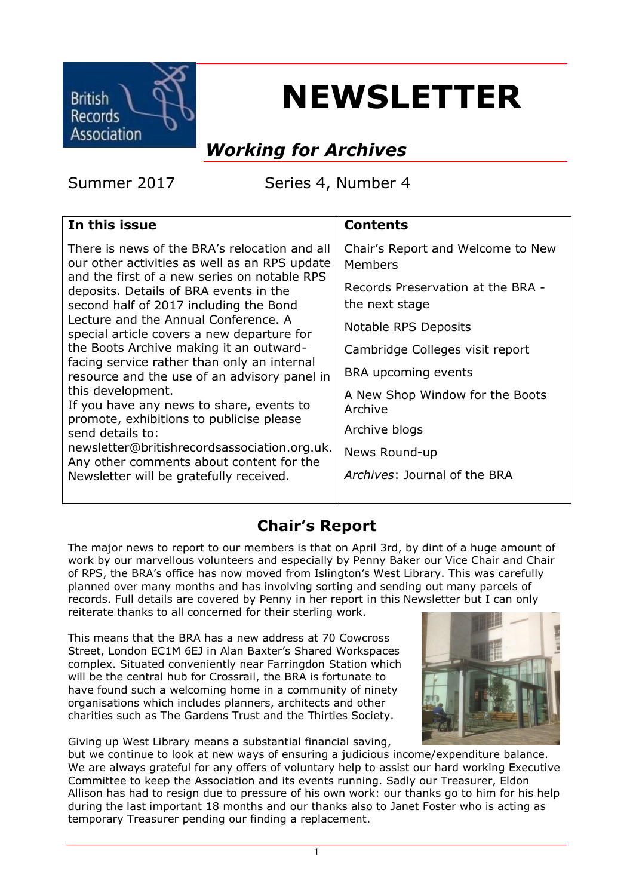British Records Association

# NEWSLETTER

## *Working for Archives*

Summer 2017 Series 4, Number 4

| In this issue | Contents |
|---|---|
| There is news of the BRA's relocation and all our other activities as well as an RPS update and the first of a new series on notable RPS deposits. Details of BRA events in the second half of 2017 including the Bond Lecture and the Annual Conference. A special article covers a new departure for the Boots Archive making it an outward-facing service rather than only an internal resource and the use of an advisory panel in this development. If you have any news to share, events to promote, exhibitions to publicise please send details to: newsletter@britishrecordsassociation.org.uk. Any other comments about content for the Newsletter will be gratefully received. | Chair's Report and Welcome to New Members<br>Records Preservation at the BRA - the next stage<br>Notable RPS Deposits<br>Cambridge Colleges visit report<br>BRA upcoming events<br>A New Shop Window for the Boots Archive<br>Archive blogs<br>News Round-up<br>*Archives*: Journal of the BRA |

## Chair's Report

The major news to report to our members is that on April 3rd, by dint of a huge amount of work by our marvellous volunteers and especially by Penny Baker our Vice Chair and Chair of RPS, the BRA's office has now moved from Islington's West Library. This was carefully planned over many months and has involving sorting and sending out many parcels of records. Full details are covered by Penny in her report in this Newsletter but I can only reiterate thanks to all concerned for their sterling work.

This means that the BRA has a new address at 70 Cowcross Street, London EC1M 6EJ in Alan Baxter's Shared Workspaces complex. Situated conveniently near Farringdon Station which will be the central hub for Crossrail, the BRA is fortunate to have found such a welcoming home in a community of ninety organisations which includes planners, architects and other charities such as The Gardens Trust and the Thirties Society.

Giving up West Library means a substantial financial saving, but we continue to look at new ways of ensuring a judicious income/expenditure balance. We are always grateful for any offers of voluntary help to assist our hard working Executive Committee to keep the Association and its events running. Sadly our Treasurer, Eldon Allison has had to resign due to pressure of his own work: our thanks go to him for his help during the last important 18 months and our thanks also to Janet Foster who is acting as temporary Treasurer pending our finding a replacement.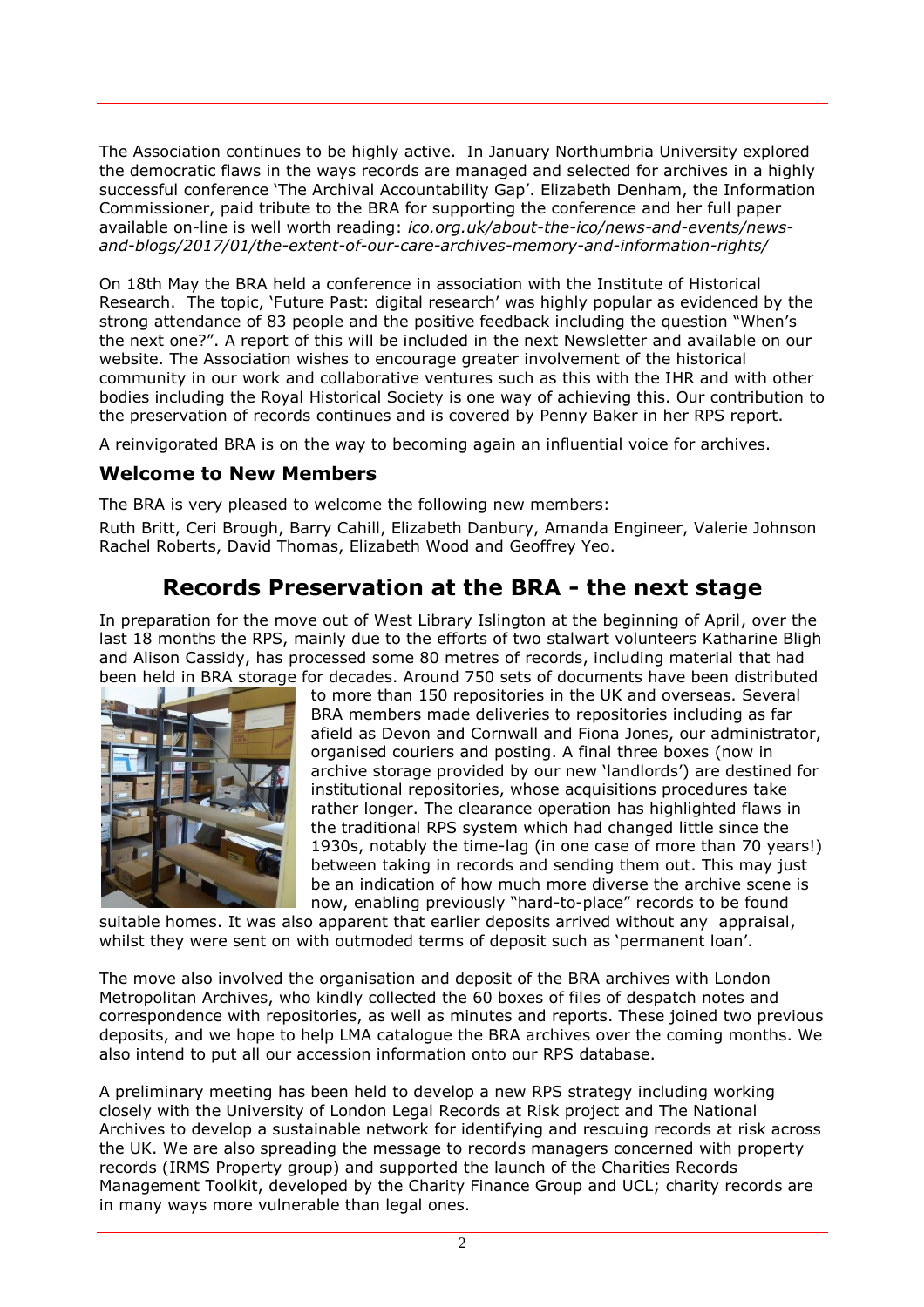The Association continues to be highly active. In January Northumbria University explored the democratic flaws in the ways records are managed and selected for archives in a highly successful conference 'The Archival Accountability Gap'. Elizabeth Denham, the Information Commissioner, paid tribute to the BRA for supporting the conference and her full paper available on-line is well worth reading: *ico.org.uk/about-the-ico/news-and-events/news-and-blogs/2017/01/the-extent-of-our-care-archives-memory-and-information-rights/*

On 18th May the BRA held a conference in association with the Institute of Historical Research. The topic, 'Future Past: digital research' was highly popular as evidenced by the strong attendance of 83 people and the positive feedback including the question "When's the next one?". A report of this will be included in the next Newsletter and available on our website. The Association wishes to encourage greater involvement of the historical community in our work and collaborative ventures such as this with the IHR and with other bodies including the Royal Historical Society is one way of achieving this. Our contribution to the preservation of records continues and is covered by Penny Baker in her RPS report.

A reinvigorated BRA is on the way to becoming again an influential voice for archives.

### Welcome to New Members

The BRA is very pleased to welcome the following new members:

Ruth Britt, Ceri Brough, Barry Cahill, Elizabeth Danbury, Amanda Engineer, Valerie Johnson Rachel Roberts, David Thomas, Elizabeth Wood and Geoffrey Yeo.

## Records Preservation at the BRA - the next stage

In preparation for the move out of West Library Islington at the beginning of April, over the last 18 months the RPS, mainly due to the efforts of two stalwart volunteers Katharine Bligh and Alison Cassidy, has processed some 80 metres of records, including material that had been held in BRA storage for decades. Around 750 sets of documents have been distributed to more than 150 repositories in the UK and overseas. Several BRA members made deliveries to repositories including as far afield as Devon and Cornwall and Fiona Jones, our administrator, organised couriers and posting. A final three boxes (now in archive storage provided by our new 'landlords') are destined for institutional repositories, whose acquisitions procedures take rather longer. The clearance operation has highlighted flaws in the traditional RPS system which had changed little since the 1930s, notably the time-lag (in one case of more than 70 years!) between taking in records and sending them out. This may just be an indication of how much more diverse the archive scene is now, enabling previously "hard-to-place" records to be found suitable homes. It was also apparent that earlier deposits arrived without any appraisal, whilst they were sent on with outmoded terms of deposit such as 'permanent loan'.

The move also involved the organisation and deposit of the BRA archives with London Metropolitan Archives, who kindly collected the 60 boxes of files of despatch notes and correspondence with repositories, as well as minutes and reports. These joined two previous deposits, and we hope to help LMA catalogue the BRA archives over the coming months. We also intend to put all our accession information onto our RPS database.

A preliminary meeting has been held to develop a new RPS strategy including working closely with the University of London Legal Records at Risk project and The National Archives to develop a sustainable network for identifying and rescuing records at risk across the UK. We are also spreading the message to records managers concerned with property records (IRMS Property group) and supported the launch of the Charities Records Management Toolkit, developed by the Charity Finance Group and UCL; charity records are in many ways more vulnerable than legal ones.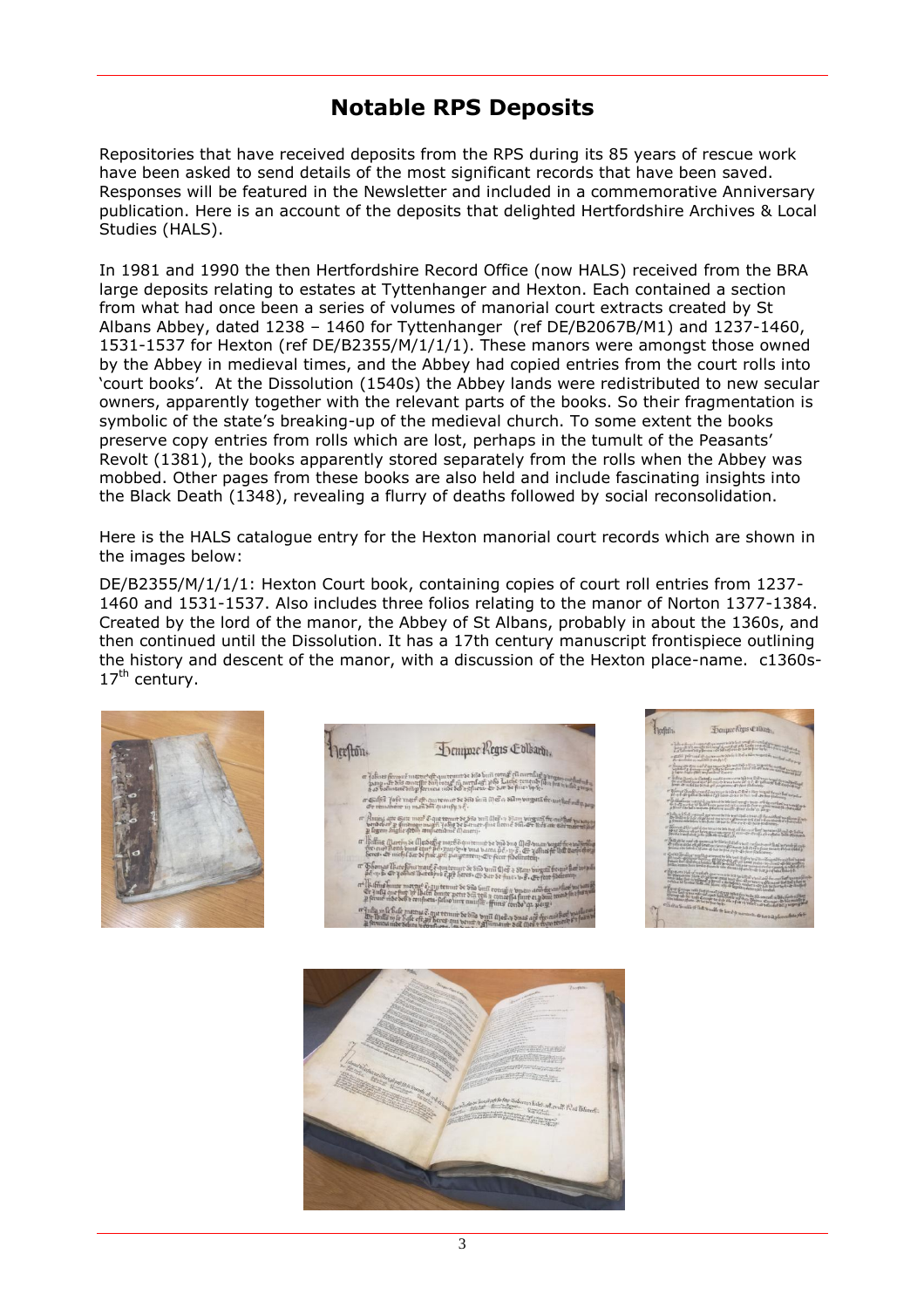## Notable RPS Deposits

Repositories that have received deposits from the RPS during its 85 years of rescue work have been asked to send details of the most significant records that have been saved. Responses will be featured in the Newsletter and included in a commemorative Anniversary publication. Here is an account of the deposits that delighted Hertfordshire Archives & Local Studies (HALS).

In 1981 and 1990 the then Hertfordshire Record Office (now HALS) received from the BRA large deposits relating to estates at Tyttenhanger and Hexton. Each contained a section from what had once been a series of volumes of manorial court extracts created by St Albans Abbey, dated 1238 – 1460 for Tyttenhanger (ref DE/B2067B/M1) and 1237-1460, 1531-1537 for Hexton (ref DE/B2355/M/1/1/1). These manors were amongst those owned by the Abbey in medieval times, and the Abbey had copied entries from the court rolls into 'court books'. At the Dissolution (1540s) the Abbey lands were redistributed to new secular owners, apparently together with the relevant parts of the books. So their fragmentation is symbolic of the state's breaking-up of the medieval church. To some extent the books preserve copy entries from rolls which are lost, perhaps in the tumult of the Peasants' Revolt (1381), the books apparently stored separately from the rolls when the Abbey was mobbed. Other pages from these books are also held and include fascinating insights into the Black Death (1348), revealing a flurry of deaths followed by social reconsolidation.

Here is the HALS catalogue entry for the Hexton manorial court records which are shown in the images below:

DE/B2355/M/1/1/1: Hexton Court book, containing copies of court roll entries from 1237-1460 and 1531-1537. Also includes three folios relating to the manor of Norton 1377-1384. Created by the lord of the manor, the Abbey of St Albans, probably in about the 1360s, and then continued until the Dissolution. It has a 17th century manuscript frontispiece outlining the history and descent of the manor, with a discussion of the Hexton place-name. c1360s-17th century.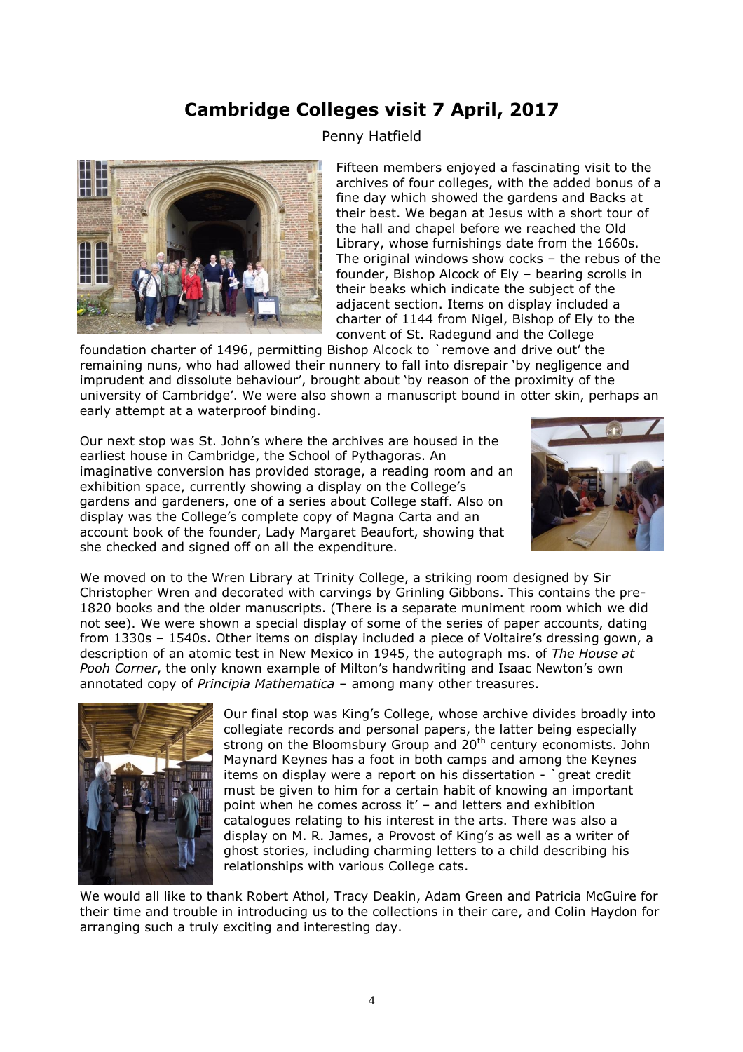## Cambridge Colleges visit 7 April, 2017

Penny Hatfield

Fifteen members enjoyed a fascinating visit to the archives of four colleges, with the added bonus of a fine day which showed the gardens and Backs at their best. We began at Jesus with a short tour of the hall and chapel before we reached the Old Library, whose furnishings date from the 1660s. The original windows show cocks – the rebus of the founder, Bishop Alcock of Ely – bearing scrolls in their beaks which indicate the subject of the adjacent section. Items on display included a charter of 1144 from Nigel, Bishop of Ely to the convent of St. Radegund and the College foundation charter of 1496, permitting Bishop Alcock to `remove and drive out' the remaining nuns, who had allowed their nunnery to fall into disrepair 'by negligence and imprudent and dissolute behaviour', brought about 'by reason of the proximity of the university of Cambridge'. We were also shown a manuscript bound in otter skin, perhaps an early attempt at a waterproof binding.

Our next stop was St. John's where the archives are housed in the earliest house in Cambridge, the School of Pythagoras. An imaginative conversion has provided storage, a reading room and an exhibition space, currently showing a display on the College's gardens and gardeners, one of a series about College staff. Also on display was the College's complete copy of Magna Carta and an account book of the founder, Lady Margaret Beaufort, showing that she checked and signed off on all the expenditure.

We moved on to the Wren Library at Trinity College, a striking room designed by Sir Christopher Wren and decorated with carvings by Grinling Gibbons. This contains the pre-1820 books and the older manuscripts. (There is a separate muniment room which we did not see). We were shown a special display of some of the series of paper accounts, dating from 1330s – 1540s. Other items on display included a piece of Voltaire's dressing gown, a description of an atomic test in New Mexico in 1945, the autograph ms. of *The House at Pooh Corner*, the only known example of Milton's handwriting and Isaac Newton's own annotated copy of *Principia Mathematica* – among many other treasures.

Our final stop was King's College, whose archive divides broadly into collegiate records and personal papers, the latter being especially strong on the Bloomsbury Group and 20th century economists. John Maynard Keynes has a foot in both camps and among the Keynes items on display were a report on his dissertation - `great credit must be given to him for a certain habit of knowing an important point when he comes across it' – and letters and exhibition catalogues relating to his interest in the arts. There was also a display on M. R. James, a Provost of King's as well as a writer of ghost stories, including charming letters to a child describing his relationships with various College cats.

We would all like to thank Robert Athol, Tracy Deakin, Adam Green and Patricia McGuire for their time and trouble in introducing us to the collections in their care, and Colin Haydon for arranging such a truly exciting and interesting day.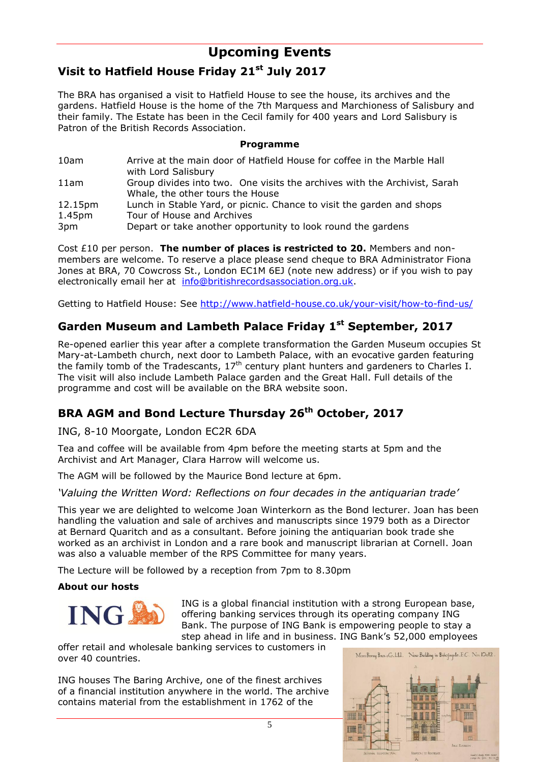# Upcoming Events

## Visit to Hatfield House Friday 21st July 2017

The BRA has organised a visit to Hatfield House to see the house, its archives and the gardens. Hatfield House is the home of the 7th Marquess and Marchioness of Salisbury and their family. The Estate has been in the Cecil family for 400 years and Lord Salisbury is Patron of the British Records Association.

**Programme**

| | |
|---|---|
| 10am | Arrive at the main door of Hatfield House for coffee in the Marble Hall with Lord Salisbury |
| 11am | Group divides into two. One visits the archives with the Archivist, Sarah Whale, the other tours the House |
| 12.15pm | Lunch in Stable Yard, or picnic. Chance to visit the garden and shops |
| 1.45pm | Tour of House and Archives |
| 3pm | Depart or take another opportunity to look round the gardens |

Cost £10 per person. **The number of places is restricted to 20.** Members and non-members are welcome. To reserve a place please send cheque to BRA Administrator Fiona Jones at BRA, 70 Cowcross St., London EC1M 6EJ (note new address) or if you wish to pay electronically email her at info@britishrecordsassociation.org.uk.

Getting to Hatfield House: See http://www.hatfield-house.co.uk/your-visit/how-to-find-us/

## Garden Museum and Lambeth Palace Friday 1st September, 2017

Re-opened earlier this year after a complete transformation the Garden Museum occupies St Mary-at-Lambeth church, next door to Lambeth Palace, with an evocative garden featuring the family tomb of the Tradescants, 17th century plant hunters and gardeners to Charles I. The visit will also include Lambeth Palace garden and the Great Hall. Full details of the programme and cost will be available on the BRA website soon.

## BRA AGM and Bond Lecture Thursday 26th October, 2017

ING, 8-10 Moorgate, London EC2R 6DA

Tea and coffee will be available from 4pm before the meeting starts at 5pm and the Archivist and Art Manager, Clara Harrow will welcome us.

The AGM will be followed by the Maurice Bond lecture at 6pm.

*'Valuing the Written Word: Reflections on four decades in the antiquarian trade'*

This year we are delighted to welcome Joan Winterkorn as the Bond lecturer. Joan has been handling the valuation and sale of archives and manuscripts since 1979 both as a Director at Bernard Quaritch and as a consultant. Before joining the antiquarian book trade she worked as an archivist in London and a rare book and manuscript librarian at Cornell. Joan was also a valuable member of the RPS Committee for many years.

The Lecture will be followed by a reception from 7pm to 8.30pm

**About our hosts**

ING is a global financial institution with a strong European base, offering banking services through its operating company ING Bank. The purpose of ING Bank is empowering people to stay a step ahead in life and in business. ING Bank's 52,000 employees offer retail and wholesale banking services to customers in over 40 countries.

ING houses The Baring Archive, one of the finest archives of a financial institution anywhere in the world. The archive contains material from the establishment in 1762 of the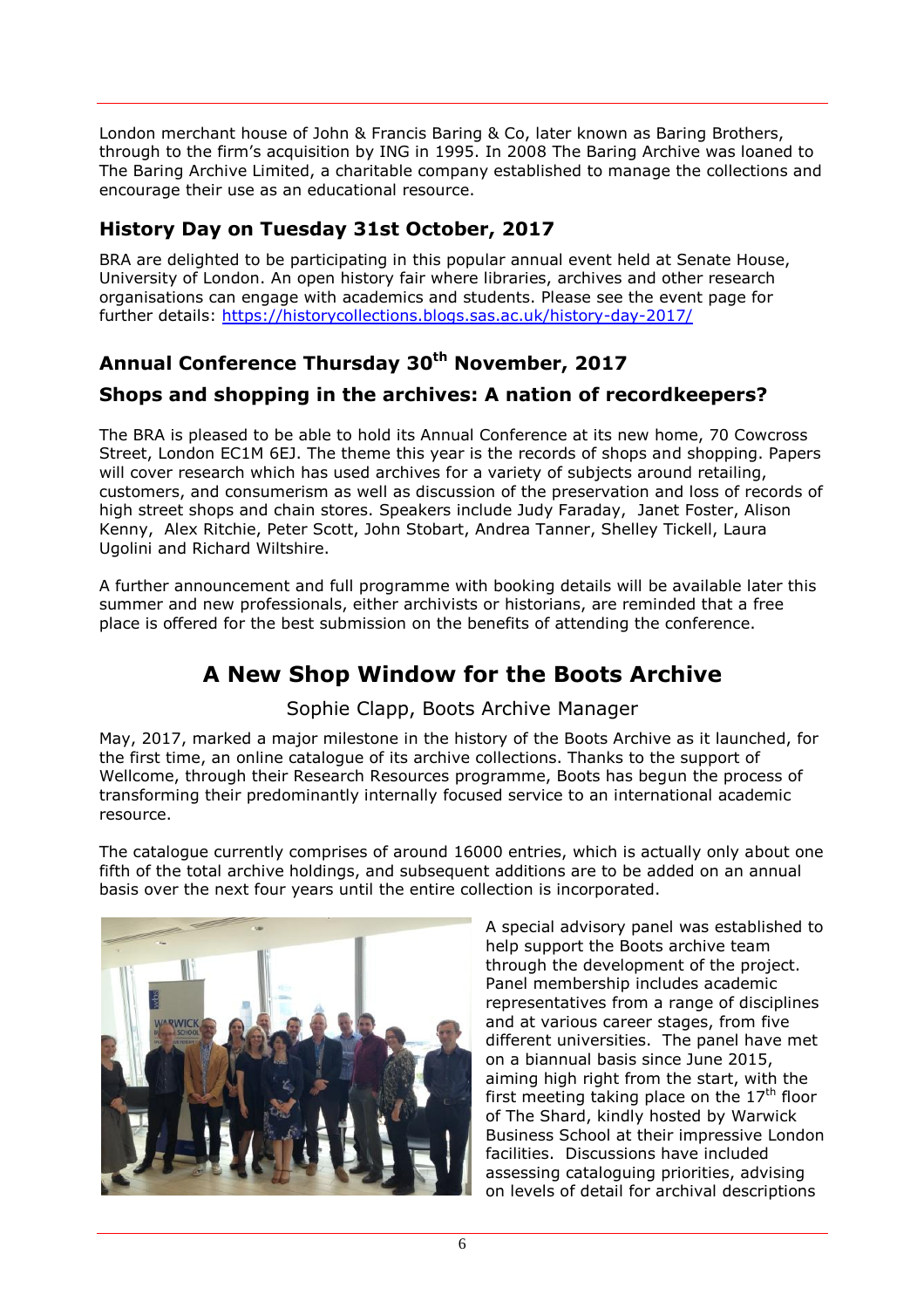London merchant house of John & Francis Baring & Co, later known as Baring Brothers, through to the firm's acquisition by ING in 1995. In 2008 The Baring Archive was loaned to The Baring Archive Limited, a charitable company established to manage the collections and encourage their use as an educational resource.

### History Day on Tuesday 31st October, 2017

BRA are delighted to be participating in this popular annual event held at Senate House, University of London. An open history fair where libraries, archives and other research organisations can engage with academics and students. Please see the event page for further details: https://historycollections.blogs.sas.ac.uk/history-day-2017/

### Annual Conference Thursday 30th November, 2017

### Shops and shopping in the archives: A nation of recordkeepers?

The BRA is pleased to be able to hold its Annual Conference at its new home, 70 Cowcross Street, London EC1M 6EJ. The theme this year is the records of shops and shopping. Papers will cover research which has used archives for a variety of subjects around retailing, customers, and consumerism as well as discussion of the preservation and loss of records of high street shops and chain stores. Speakers include Judy Faraday, Janet Foster, Alison Kenny, Alex Ritchie, Peter Scott, John Stobart, Andrea Tanner, Shelley Tickell, Laura Ugolini and Richard Wiltshire.

A further announcement and full programme with booking details will be available later this summer and new professionals, either archivists or historians, are reminded that a free place is offered for the best submission on the benefits of attending the conference.

## A New Shop Window for the Boots Archive

Sophie Clapp, Boots Archive Manager

May, 2017, marked a major milestone in the history of the Boots Archive as it launched, for the first time, an online catalogue of its archive collections. Thanks to the support of Wellcome, through their Research Resources programme, Boots has begun the process of transforming their predominantly internally focused service to an international academic resource.

The catalogue currently comprises of around 16000 entries, which is actually only about one fifth of the total archive holdings, and subsequent additions are to be added on an annual basis over the next four years until the entire collection is incorporated.

A special advisory panel was established to help support the Boots archive team through the development of the project. Panel membership includes academic representatives from a range of disciplines and at various career stages, from five different universities. The panel have met on a biannual basis since June 2015, aiming high right from the start, with the first meeting taking place on the 17th floor of The Shard, kindly hosted by Warwick Business School at their impressive London facilities. Discussions have included assessing cataloguing priorities, advising on levels of detail for archival descriptions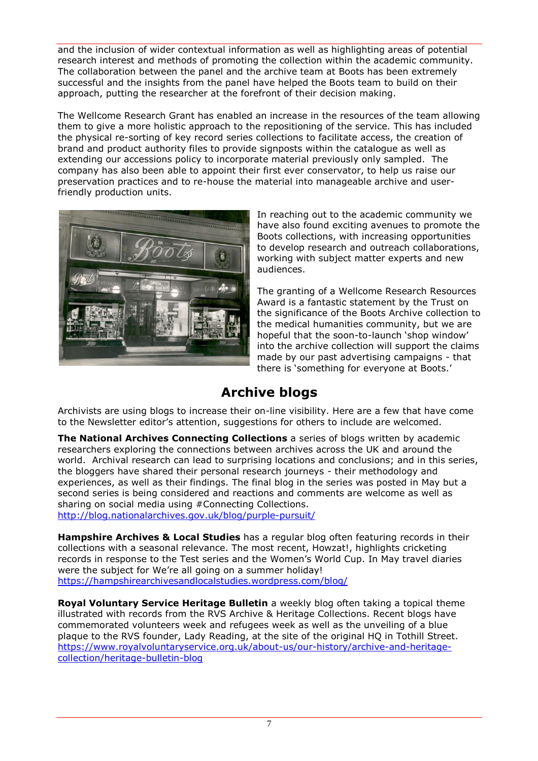and the inclusion of wider contextual information as well as highlighting areas of potential research interest and methods of promoting the collection within the academic community. The collaboration between the panel and the archive team at Boots has been extremely successful and the insights from the panel have helped the Boots team to build on their approach, putting the researcher at the forefront of their decision making.

The Wellcome Research Grant has enabled an increase in the resources of the team allowing them to give a more holistic approach to the repositioning of the service. This has included the physical re-sorting of key record series collections to facilitate access, the creation of brand and product authority files to provide signposts within the catalogue as well as extending our accessions policy to incorporate material previously only sampled. The company has also been able to appoint their first ever conservator, to help us raise our preservation practices and to re-house the material into manageable archive and user-friendly production units.

In reaching out to the academic community we have also found exciting avenues to promote the Boots collections, with increasing opportunities to develop research and outreach collaborations, working with subject matter experts and new audiences.

The granting of a Wellcome Research Resources Award is a fantastic statement by the Trust on the significance of the Boots Archive collection to the medical humanities community, but we are hopeful that the soon-to-launch 'shop window' into the archive collection will support the claims made by our past advertising campaigns - that there is 'something for everyone at Boots.'

## Archive blogs

Archivists are using blogs to increase their on-line visibility. Here are a few that have come to the Newsletter editor's attention, suggestions for others to include are welcomed.

**The National Archives Connecting Collections** a series of blogs written by academic researchers exploring the connections between archives across the UK and around the world. Archival research can lead to surprising locations and conclusions; and in this series, the bloggers have shared their personal research journeys - their methodology and experiences, as well as their findings. The final blog in the series was posted in May but a second series is being considered and reactions and comments are welcome as well as sharing on social media using #Connecting Collections.
http://blog.nationalarchives.gov.uk/blog/purple-pursuit/

**Hampshire Archives & Local Studies** has a regular blog often featuring records in their collections with a seasonal relevance. The most recent, Howzat!, highlights cricketing records in response to the Test series and the Women's World Cup. In May travel diaries were the subject for We're all going on a summer holiday!
https://hampshirearchivesandlocalstudies.wordpress.com/blog/

**Royal Voluntary Service Heritage Bulletin** a weekly blog often taking a topical theme illustrated with records from the RVS Archive & Heritage Collections. Recent blogs have commemorated volunteers week and refugees week as well as the unveiling of a blue plaque to the RVS founder, Lady Reading, at the site of the original HQ in Tothill Street.
https://www.royalvoluntaryservice.org.uk/about-us/our-history/archive-and-heritage-collection/heritage-bulletin-blog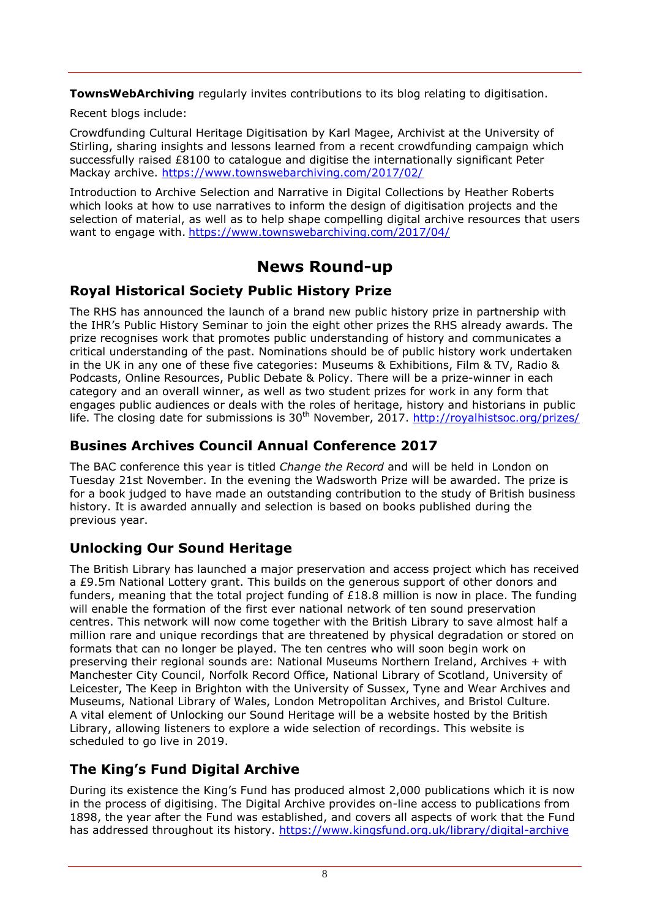**TownsWebArchiving** regularly invites contributions to its blog relating to digitisation.

Recent blogs include:

Crowdfunding Cultural Heritage Digitisation by Karl Magee, Archivist at the University of Stirling, sharing insights and lessons learned from a recent crowdfunding campaign which successfully raised £8100 to catalogue and digitise the internationally significant Peter Mackay archive. https://www.townswebarchiving.com/2017/02/

Introduction to Archive Selection and Narrative in Digital Collections by Heather Roberts which looks at how to use narratives to inform the design of digitisation projects and the selection of material, as well as to help shape compelling digital archive resources that users want to engage with. https://www.townswebarchiving.com/2017/04/

# News Round-up

## Royal Historical Society Public History Prize

The RHS has announced the launch of a brand new public history prize in partnership with the IHR's Public History Seminar to join the eight other prizes the RHS already awards. The prize recognises work that promotes public understanding of history and communicates a critical understanding of the past. Nominations should be of public history work undertaken in the UK in any one of these five categories: Museums & Exhibitions, Film & TV, Radio & Podcasts, Online Resources, Public Debate & Policy. There will be a prize-winner in each category and an overall winner, as well as two student prizes for work in any form that engages public audiences or deals with the roles of heritage, history and historians in public life. The closing date for submissions is 30th November, 2017. http://royalhistsoc.org/prizes/

## Busines Archives Council Annual Conference 2017

The BAC conference this year is titled *Change the Record* and will be held in London on Tuesday 21st November. In the evening the Wadsworth Prize will be awarded. The prize is for a book judged to have made an outstanding contribution to the study of British business history. It is awarded annually and selection is based on books published during the previous year.

## Unlocking Our Sound Heritage

The British Library has launched a major preservation and access project which has received a £9.5m National Lottery grant. This builds on the generous support of other donors and funders, meaning that the total project funding of £18.8 million is now in place. The funding will enable the formation of the first ever national network of ten sound preservation centres. This network will now come together with the British Library to save almost half a million rare and unique recordings that are threatened by physical degradation or stored on formats that can no longer be played. The ten centres who will soon begin work on preserving their regional sounds are: National Museums Northern Ireland, Archives + with Manchester City Council, Norfolk Record Office, National Library of Scotland, University of Leicester, The Keep in Brighton with the University of Sussex, Tyne and Wear Archives and Museums, National Library of Wales, London Metropolitan Archives, and Bristol Culture.
A vital element of Unlocking our Sound Heritage will be a website hosted by the British Library, allowing listeners to explore a wide selection of recordings. This website is scheduled to go live in 2019.

## The King's Fund Digital Archive

During its existence the King's Fund has produced almost 2,000 publications which it is now in the process of digitising. The Digital Archive provides on-line access to publications from 1898, the year after the Fund was established, and covers all aspects of work that the Fund has addressed throughout its history. https://www.kingsfund.org.uk/library/digital-archive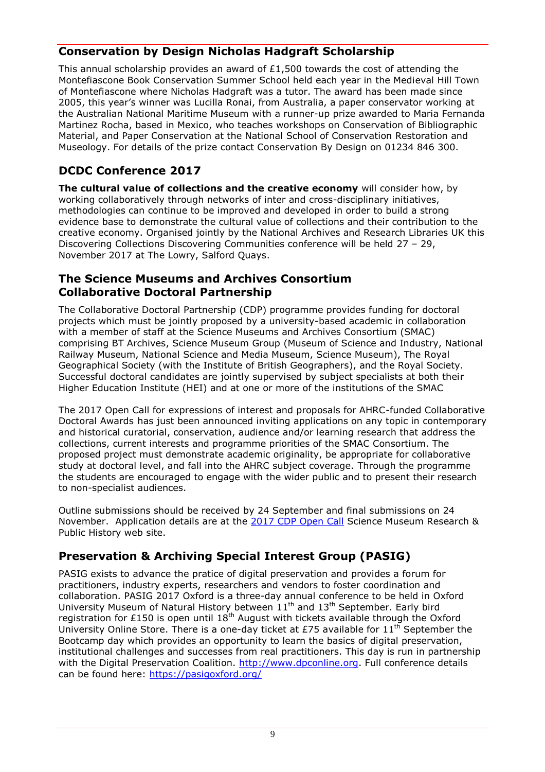## Conservation by Design Nicholas Hadgraft Scholarship

This annual scholarship provides an award of £1,500 towards the cost of attending the Montefiascone Book Conservation Summer School held each year in the Medieval Hill Town of Montefiascone where Nicholas Hadgraft was a tutor. The award has been made since 2005, this year's winner was Lucilla Ronai, from Australia, a paper conservator working at the Australian National Maritime Museum with a runner-up prize awarded to Maria Fernanda Martinez Rocha, based in Mexico, who teaches workshops on Conservation of Bibliographic Material, and Paper Conservation at the National School of Conservation Restoration and Museology. For details of the prize contact Conservation By Design on 01234 846 300.

## DCDC Conference 2017

**The cultural value of collections and the creative economy** will consider how, by working collaboratively through networks of inter and cross-disciplinary initiatives, methodologies can continue to be improved and developed in order to build a strong evidence base to demonstrate the cultural value of collections and their contribution to the creative economy. Organised jointly by the National Archives and Research Libraries UK this Discovering Collections Discovering Communities conference will be held 27 – 29, November 2017 at The Lowry, Salford Quays.

## The Science Museums and Archives Consortium Collaborative Doctoral Partnership

The Collaborative Doctoral Partnership (CDP) programme provides funding for doctoral projects which must be jointly proposed by a university-based academic in collaboration with a member of staff at the Science Museums and Archives Consortium (SMAC) comprising BT Archives, Science Museum Group (Museum of Science and Industry, National Railway Museum, National Science and Media Museum, Science Museum), The Royal Geographical Society (with the Institute of British Geographers), and the Royal Society. Successful doctoral candidates are jointly supervised by subject specialists at both their Higher Education Institute (HEI) and at one or more of the institutions of the SMAC

The 2017 Open Call for expressions of interest and proposals for AHRC-funded Collaborative Doctoral Awards has just been announced inviting applications on any topic in contemporary and historical curatorial, conservation, audience and/or learning research that address the collections, current interests and programme priorities of the SMAC Consortium. The proposed project must demonstrate academic originality, be appropriate for collaborative study at doctoral level, and fall into the AHRC subject coverage. Through the programme the students are encouraged to engage with the wider public and to present their research to non-specialist audiences.

Outline submissions should be received by 24 September and final submissions on 24 November. Application details are at the 2017 CDP Open Call Science Museum Research & Public History web site.

## Preservation & Archiving Special Interest Group (PASIG)

PASIG exists to advance the pratice of digital preservation and provides a forum for practitioners, industry experts, researchers and vendors to foster coordination and collaboration. PASIG 2017 Oxford is a three-day annual conference to be held in Oxford University Museum of Natural History between 11th and 13th September. Early bird registration for £150 is open until 18th August with tickets available through the Oxford University Online Store. There is a one-day ticket at £75 available for 11th September the Bootcamp day which provides an opportunity to learn the basics of digital preservation, institutional challenges and successes from real practitioners. This day is run in partnership with the Digital Preservation Coalition. http://www.dpconline.org. Full conference details can be found here: https://pasigoxford.org/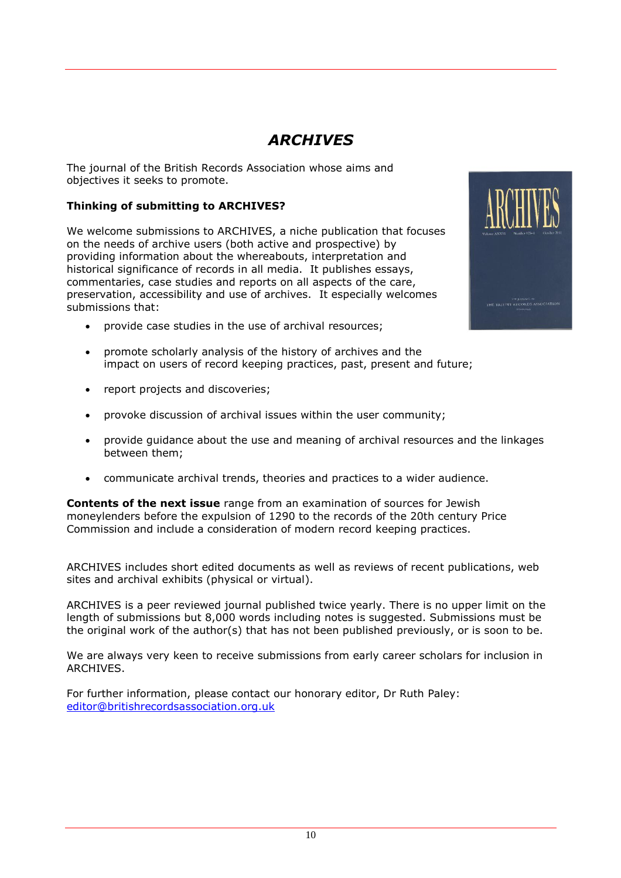# *ARCHIVES*

The journal of the British Records Association whose aims and objectives it seeks to promote.

**Thinking of submitting to ARCHIVES?**

We welcome submissions to ARCHIVES, a niche publication that focuses on the needs of archive users (both active and prospective) by providing information about the whereabouts, interpretation and historical significance of records in all media. It publishes essays, commentaries, case studies and reports on all aspects of the care, preservation, accessibility and use of archives. It especially welcomes submissions that:

- provide case studies in the use of archival resources;
- promote scholarly analysis of the history of archives and the impact on users of record keeping practices, past, present and future;
- report projects and discoveries;
- provoke discussion of archival issues within the user community;
- provide guidance about the use and meaning of archival resources and the linkages between them;
- communicate archival trends, theories and practices to a wider audience.

**Contents of the next issue** range from an examination of sources for Jewish moneylenders before the expulsion of 1290 to the records of the 20th century Price Commission and include a consideration of modern record keeping practices.

ARCHIVES includes short edited documents as well as reviews of recent publications, web sites and archival exhibits (physical or virtual).

ARCHIVES is a peer reviewed journal published twice yearly. There is no upper limit on the length of submissions but 8,000 words including notes is suggested. Submissions must be the original work of the author(s) that has not been published previously, or is soon to be.

We are always very keen to receive submissions from early career scholars for inclusion in ARCHIVES.

For further information, please contact our honorary editor, Dr Ruth Paley: editor@britishrecordsassociation.org.uk